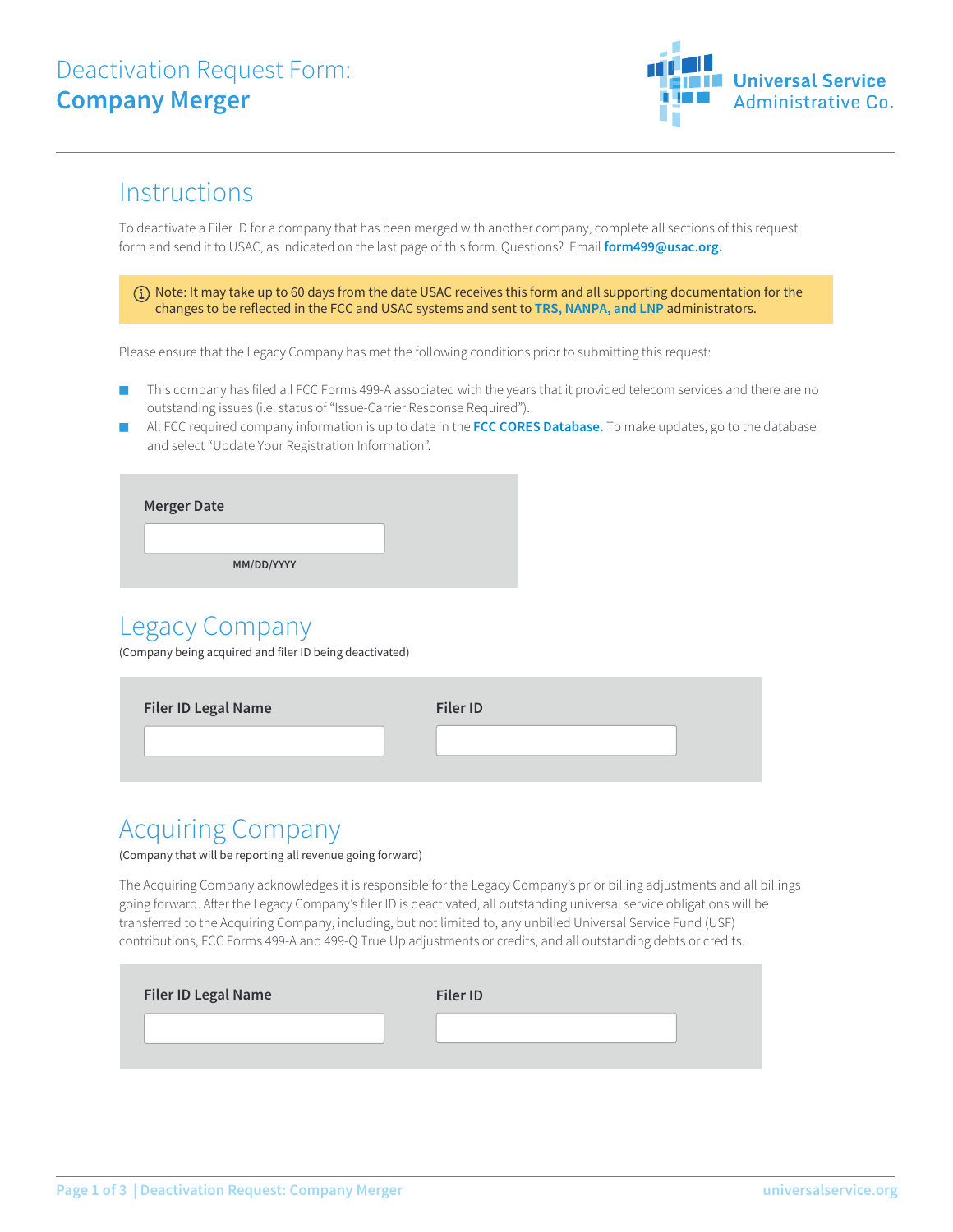# Deactivation Request Form: **Company Merger**

Universal Service Administrative Co.

## Instructions

To deactivate a Filer ID for a company that has been merged with another company, complete all sections of this request form and send it to USAC, as indicated on the last page of this form. Questions? Email **form499@usac.org.**

> ⓘ Note: It may take up to 60 days from the date USAC receives this form and all supporting documentation for the changes to be reflected in the FCC and USAC systems and sent to **TRS, NANPA, and LNP** administrators.

Please ensure that the Legacy Company has met the following conditions prior to submitting this request:

- This company has filed all FCC Forms 499-A associated with the years that it provided telecom services and there are no outstanding issues (i.e. status of "Issue-Carrier Response Required").
- All FCC required company information is up to date in the **FCC CORES Database.** To make updates, go to the database and select "Update Your Registration Information".

**Merger Date**

MM/DD/YYYY

## Legacy Company

(Company being acquired and filer ID being deactivated)

| **Filer ID Legal Name** | **Filer ID** |
| --- | --- |
| | |

## Acquiring Company

(Company that will be reporting all revenue going forward)

The Acquiring Company acknowledges it is responsible for the Legacy Company's prior billing adjustments and all billings going forward. After the Legacy Company's filer ID is deactivated, all outstanding universal service obligations will be transferred to the Acquiring Company, including, but not limited to, any unbilled Universal Service Fund (USF) contributions, FCC Forms 499-A and 499-Q True Up adjustments or credits, and all outstanding debts or credits.

| **Filer ID Legal Name** | **Filer ID** |
| --- | --- |
| | |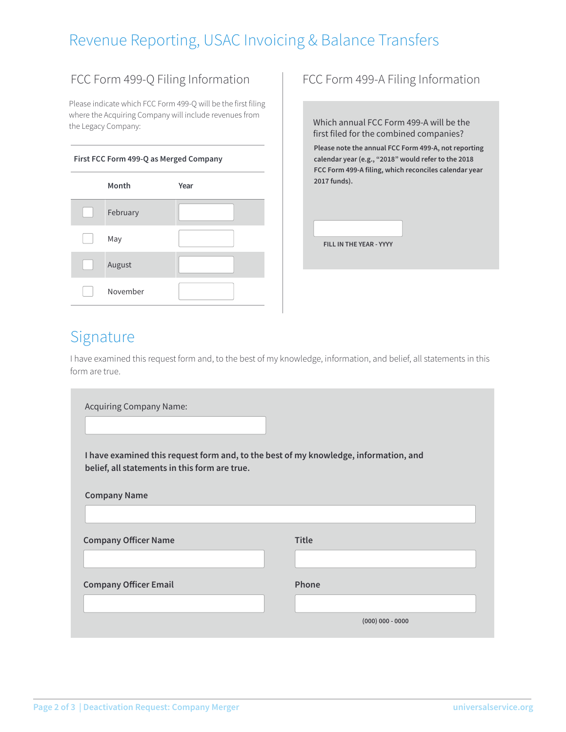# Revenue Reporting, USAC Invoicing & Balance Transfers

## FCC Form 499-Q Filing Information

Please indicate which FCC Form 499-Q will be the first filing where the Acquiring Company will include revenues from the Legacy Company:

**First FCC Form 499-Q as Merged Company**

| | Month | Year |
|---|---|---|
| ☐ | February | |
| ☐ | May | |
| ☐ | August | |
| ☐ | November | |

## FCC Form 499-A Filing Information

Which annual FCC Form 499-A will be the first filed for the combined companies?

**Please note the annual FCC Form 499-A, not reporting calendar year (e.g., "2018" would refer to the 2018 FCC Form 499-A filing, which reconciles calendar year 2017 funds).**

**FILL IN THE YEAR - YYYY**

# Signature

I have examined this request form and, to the best of my knowledge, information, and belief, all statements in this form are true.

Acquiring Company Name:

**I have examined this request form and, to the best of my knowledge, information, and belief, all statements in this form are true.**

**Company Name**

**Company Officer Name**

**Title**

**Company Officer Email**

**Phone**

**(000) 000 - 0000**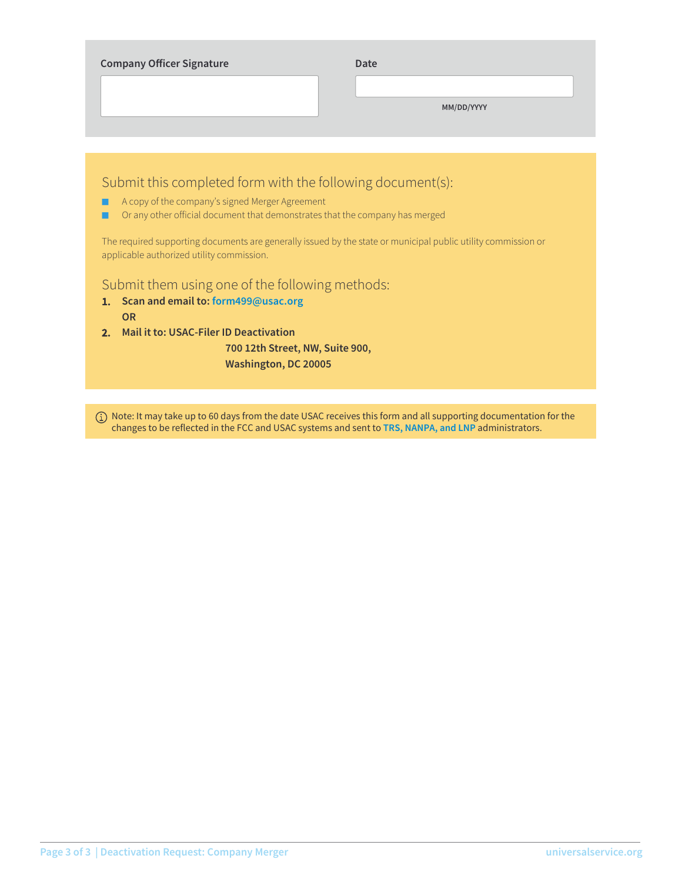**Company Officer Signature**

**Date**

MM/DD/YYYY

## Submit this completed form with the following document(s):

- A copy of the company's signed Merger Agreement
- Or any other official document that demonstrates that the company has merged

The required supporting documents are generally issued by the state or municipal public utility commission or applicable authorized utility commission.

## Submit them using one of the following methods:

1. **Scan and email to: form499@usac.org**

   **OR**

2. **Mail it to: USAC-Filer ID Deactivation**
   **700 12th Street, NW, Suite 900,**
   **Washington, DC 20005**

Note: It may take up to 60 days from the date USAC receives this form and all supporting documentation for the changes to be reflected in the FCC and USAC systems and sent to TRS, NANPA, and LNP administrators.